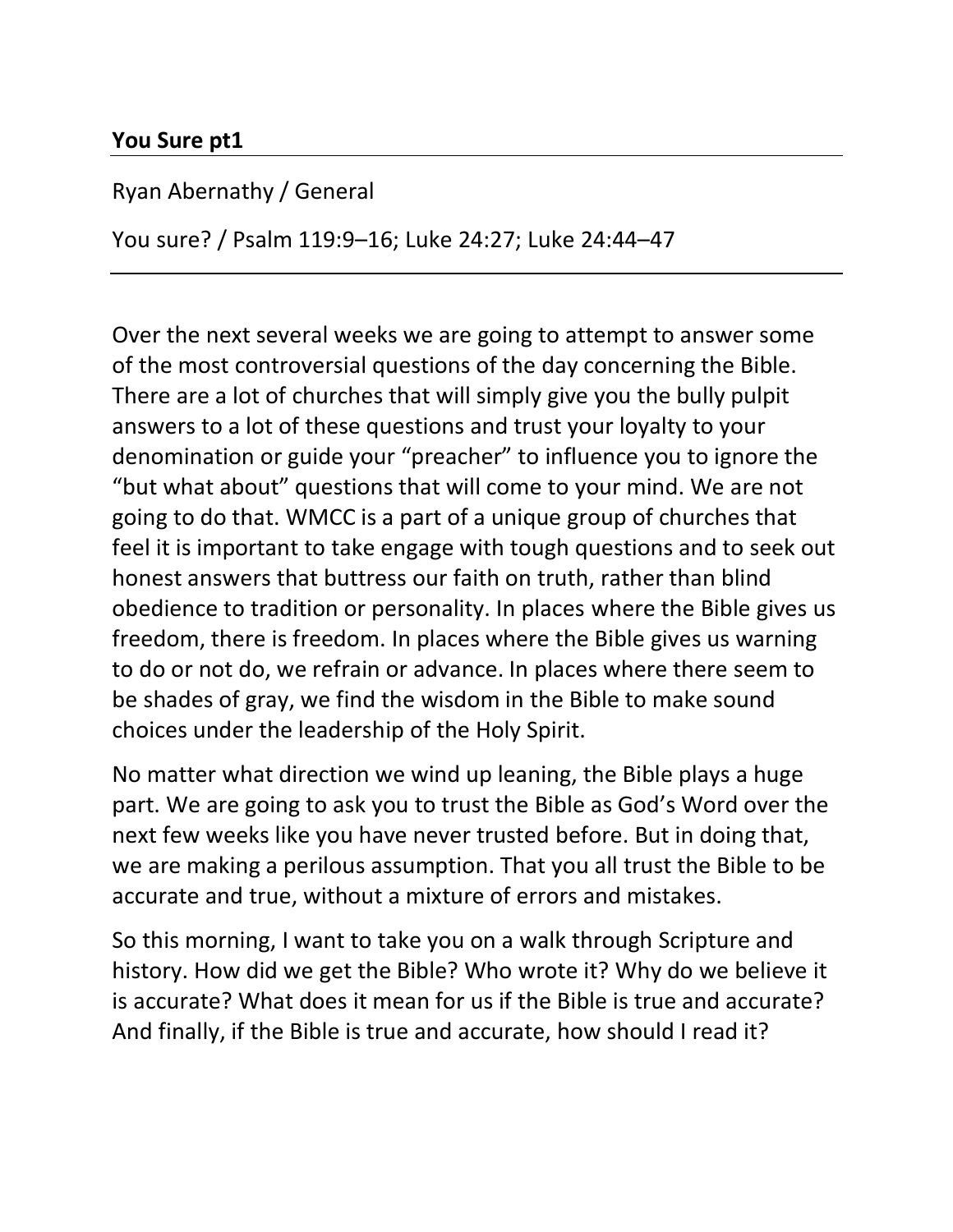**You Sure pt1**

Ryan Abernathy / General

You sure? / Psalm 119:9–16; Luke 24:27; Luke 24:44–47

---

Over the next several weeks we are going to attempt to answer some of the most controversial questions of the day concerning the Bible. There are a lot of churches that will simply give you the bully pulpit answers to a lot of these questions and trust your loyalty to your denomination or guide your "preacher" to influence you to ignore the "but what about" questions that will come to your mind. We are not going to do that. WMCC is a part of a unique group of churches that feel it is important to take engage with tough questions and to seek out honest answers that buttress our faith on truth, rather than blind obedience to tradition or personality. In places where the Bible gives us freedom, there is freedom. In places where the Bible gives us warning to do or not do, we refrain or advance. In places where there seem to be shades of gray, we find the wisdom in the Bible to make sound choices under the leadership of the Holy Spirit.

No matter what direction we wind up leaning, the Bible plays a huge part. We are going to ask you to trust the Bible as God's Word over the next few weeks like you have never trusted before. But in doing that, we are making a perilous assumption. That you all trust the Bible to be accurate and true, without a mixture of errors and mistakes.

So this morning, I want to take you on a walk through Scripture and history. How did we get the Bible? Who wrote it? Why do we believe it is accurate? What does it mean for us if the Bible is true and accurate? And finally, if the Bible is true and accurate, how should I read it?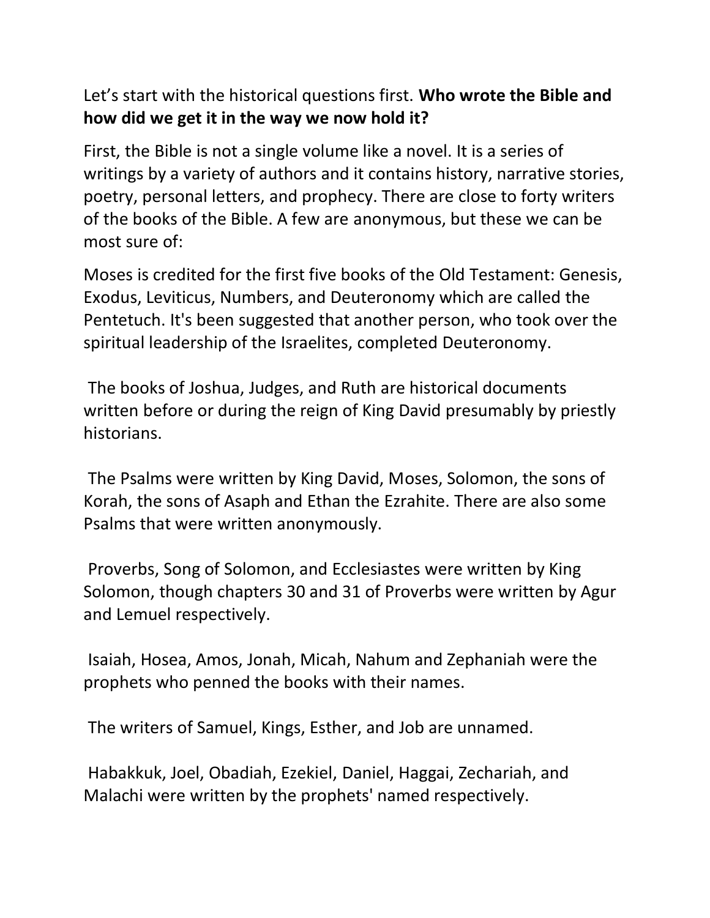Let's start with the historical questions first. **Who wrote the Bible and how did we get it in the way we now hold it?**

First, the Bible is not a single volume like a novel. It is a series of writings by a variety of authors and it contains history, narrative stories, poetry, personal letters, and prophecy. There are close to forty writers of the books of the Bible. A few are anonymous, but these we can be most sure of:

Moses is credited for the first five books of the Old Testament: Genesis, Exodus, Leviticus, Numbers, and Deuteronomy which are called the Pentetuch. It's been suggested that another person, who took over the spiritual leadership of the Israelites, completed Deuteronomy.

The books of Joshua, Judges, and Ruth are historical documents written before or during the reign of King David presumably by priestly historians.

The Psalms were written by King David, Moses, Solomon, the sons of Korah, the sons of Asaph and Ethan the Ezrahite. There are also some Psalms that were written anonymously.

Proverbs, Song of Solomon, and Ecclesiastes were written by King Solomon, though chapters 30 and 31 of Proverbs were written by Agur and Lemuel respectively.

Isaiah, Hosea, Amos, Jonah, Micah, Nahum and Zephaniah were the prophets who penned the books with their names.

The writers of Samuel, Kings, Esther, and Job are unnamed.

Habakkuk, Joel, Obadiah, Ezekiel, Daniel, Haggai, Zechariah, and Malachi were written by the prophets' named respectively.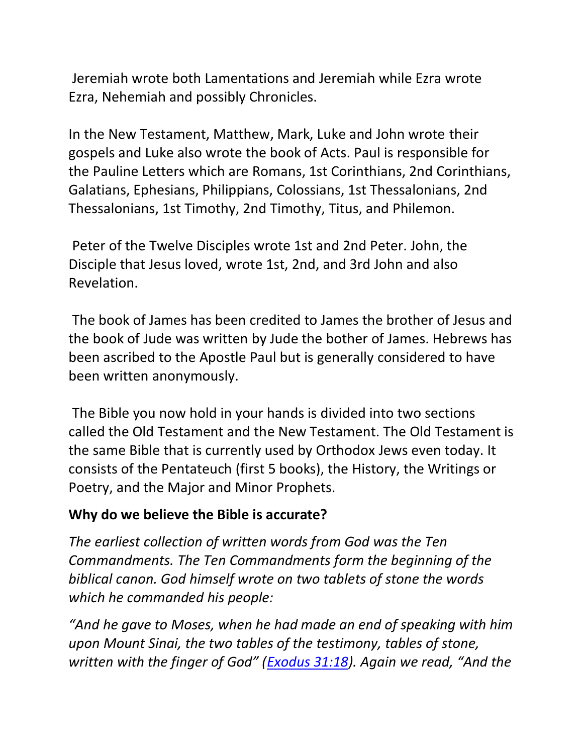Jeremiah wrote both Lamentations and Jeremiah while Ezra wrote Ezra, Nehemiah and possibly Chronicles.

In the New Testament, Matthew, Mark, Luke and John wrote their gospels and Luke also wrote the book of Acts. Paul is responsible for the Pauline Letters which are Romans, 1st Corinthians, 2nd Corinthians, Galatians, Ephesians, Philippians, Colossians, 1st Thessalonians, 2nd Thessalonians, 1st Timothy, 2nd Timothy, Titus, and Philemon.

Peter of the Twelve Disciples wrote 1st and 2nd Peter. John, the Disciple that Jesus loved, wrote 1st, 2nd, and 3rd John and also Revelation.

The book of James has been credited to James the brother of Jesus and the book of Jude was written by Jude the bother of James. Hebrews has been ascribed to the Apostle Paul but is generally considered to have been written anonymously.

The Bible you now hold in your hands is divided into two sections called the Old Testament and the New Testament. The Old Testament is the same Bible that is currently used by Orthodox Jews even today. It consists of the Pentateuch (first 5 books), the History, the Writings or Poetry, and the Major and Minor Prophets.

**Why do we believe the Bible is accurate?**

*The earliest collection of written words from God was the Ten Commandments. The Ten Commandments form the beginning of the biblical canon. God himself wrote on two tablets of stone the words which he commanded his people:*

*"And he gave to Moses, when he had made an end of speaking with him upon Mount Sinai, the two tables of the testimony, tables of stone, written with the finger of God" (Exodus 31:18). Again we read, "And the*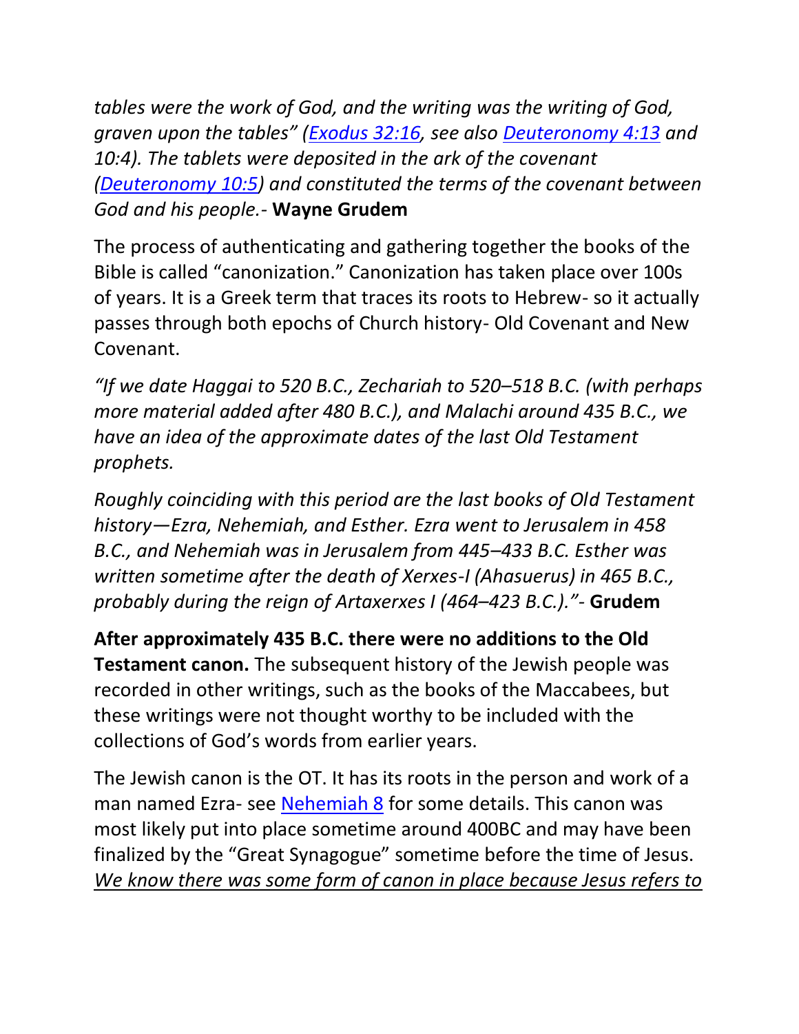*tables were the work of God, and the writing was the writing of God, graven upon the tables" (Exodus 32:16, see also Deuteronomy 4:13 and 10:4). The tablets were deposited in the ark of the covenant (Deuteronomy 10:5) and constituted the terms of the covenant between God and his people.-* **Wayne Grudem**

The process of authenticating and gathering together the books of the Bible is called "canonization." Canonization has taken place over 100s of years. It is a Greek term that traces its roots to Hebrew- so it actually passes through both epochs of Church history- Old Covenant and New Covenant.

*"If we date Haggai to 520 B.C., Zechariah to 520–518 B.C. (with perhaps more material added after 480 B.C.), and Malachi around 435 B.C., we have an idea of the approximate dates of the last Old Testament prophets.*

*Roughly coinciding with this period are the last books of Old Testament history—Ezra, Nehemiah, and Esther. Ezra went to Jerusalem in 458 B.C., and Nehemiah was in Jerusalem from 445–433 B.C. Esther was written sometime after the death of Xerxes-I (Ahasuerus) in 465 B.C., probably during the reign of Artaxerxes I (464–423 B.C.)."-* **Grudem**

**After approximately 435 B.C. there were no additions to the Old Testament canon.** The subsequent history of the Jewish people was recorded in other writings, such as the books of the Maccabees, but these writings were not thought worthy to be included with the collections of God's words from earlier years.

The Jewish canon is the OT. It has its roots in the person and work of a man named Ezra- see Nehemiah 8 for some details. This canon was most likely put into place sometime around 400BC and may have been finalized by the "Great Synagogue" sometime before the time of Jesus. *We know there was some form of canon in place because Jesus refers to*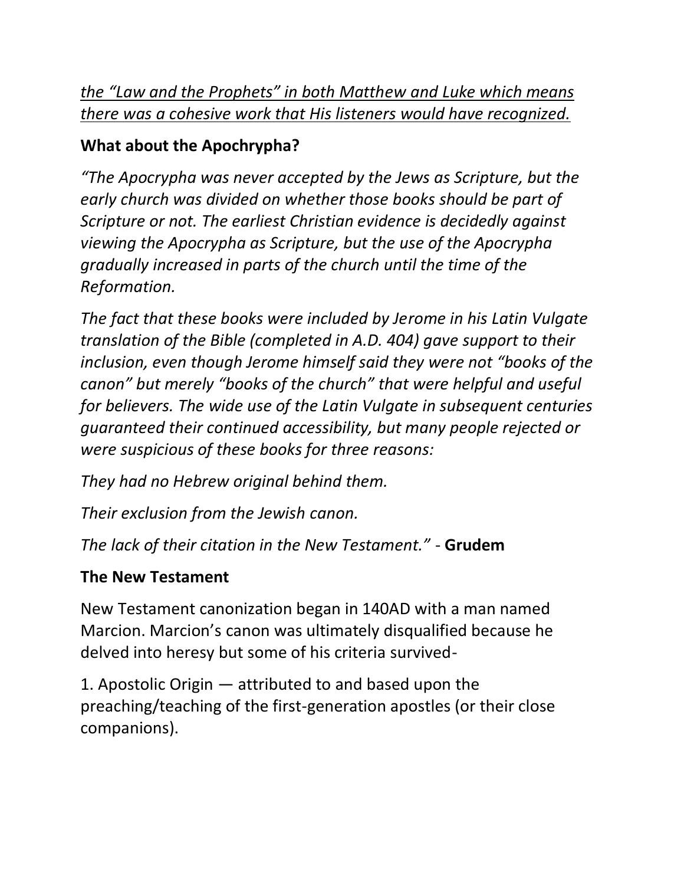*the "Law and the Prophets" in both Matthew and Luke which means there was a cohesive work that His listeners would have recognized.*

## What about the Apocrypha?

*"The Apocrypha was never accepted by the Jews as Scripture, but the early church was divided on whether those books should be part of Scripture or not. The earliest Christian evidence is decidedly against viewing the Apocrypha as Scripture, but the use of the Apocrypha gradually increased in parts of the church until the time of the Reformation.*

*The fact that these books were included by Jerome in his Latin Vulgate translation of the Bible (completed in A.D. 404) gave support to their inclusion, even though Jerome himself said they were not "books of the canon" but merely "books of the church" that were helpful and useful for believers. The wide use of the Latin Vulgate in subsequent centuries guaranteed their continued accessibility, but many people rejected or were suspicious of these books for three reasons:*

*They had no Hebrew original behind them.*

*Their exclusion from the Jewish canon.*

*The lack of their citation in the New Testament."* - **Grudem**

## The New Testament

New Testament canonization began in 140AD with a man named Marcion. Marcion's canon was ultimately disqualified because he delved into heresy but some of his criteria survived-

1. Apostolic Origin — attributed to and based upon the preaching/teaching of the first-generation apostles (or their close companions).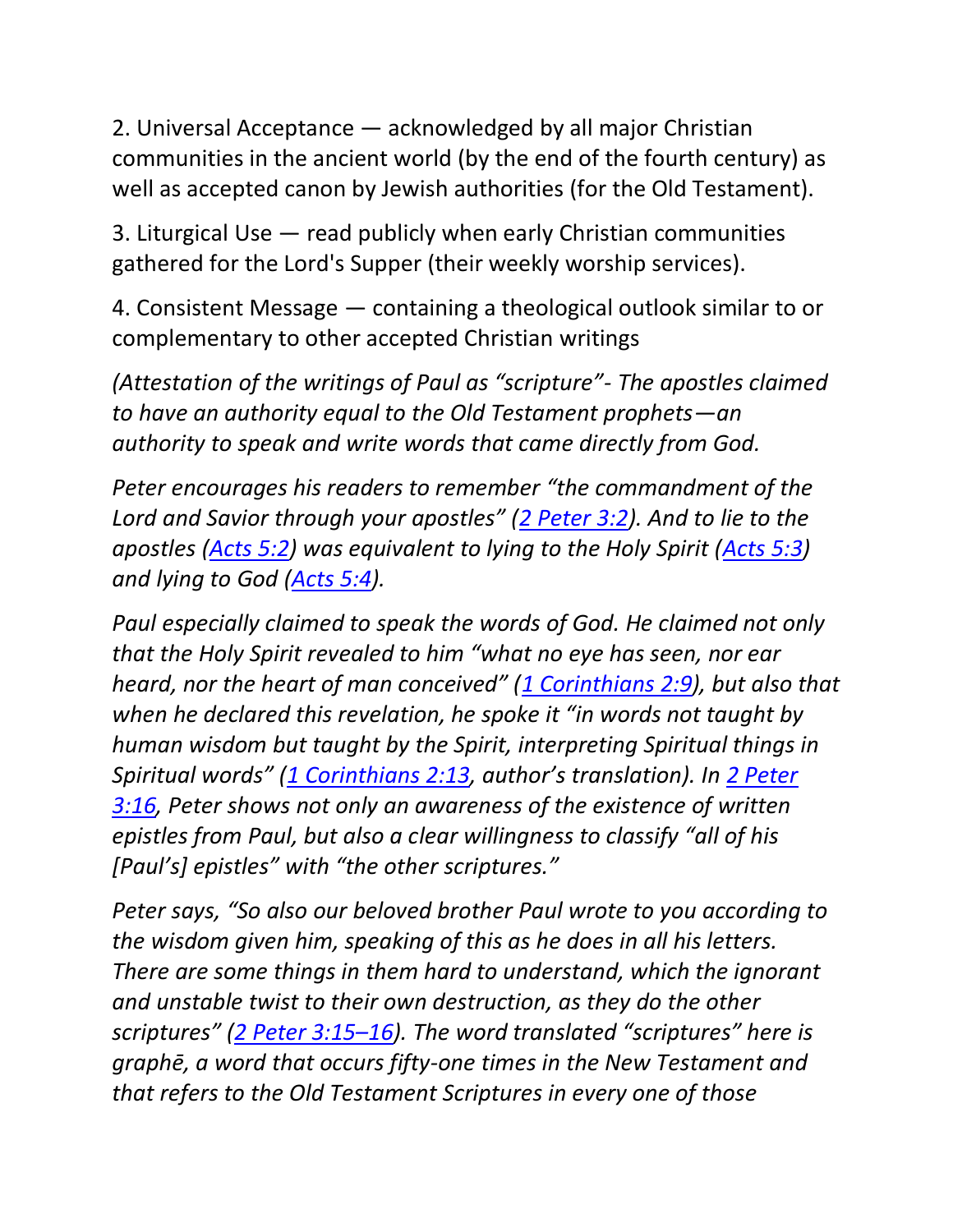2. Universal Acceptance — acknowledged by all major Christian communities in the ancient world (by the end of the fourth century) as well as accepted canon by Jewish authorities (for the Old Testament).

3. Liturgical Use — read publicly when early Christian communities gathered for the Lord's Supper (their weekly worship services).

4. Consistent Message — containing a theological outlook similar to or complementary to other accepted Christian writings

*(Attestation of the writings of Paul as "scripture"- The apostles claimed to have an authority equal to the Old Testament prophets—an authority to speak and write words that came directly from God.*

*Peter encourages his readers to remember "the commandment of the Lord and Savior through your apostles" ([2 Peter 3:2](#)). And to lie to the apostles ([Acts 5:2](#)) was equivalent to lying to the Holy Spirit ([Acts 5:3](#)) and lying to God ([Acts 5:4](#)).*

*Paul especially claimed to speak the words of God. He claimed not only that the Holy Spirit revealed to him "what no eye has seen, nor ear heard, nor the heart of man conceived" ([1 Corinthians 2:9](#)), but also that when he declared this revelation, he spoke it "in words not taught by human wisdom but taught by the Spirit, interpreting Spiritual things in Spiritual words" ([1 Corinthians 2:13](#), author's translation). In [2 Peter 3:16](#), Peter shows not only an awareness of the existence of written epistles from Paul, but also a clear willingness to classify "all of his [Paul's] epistles" with "the other scriptures."*

*Peter says, "So also our beloved brother Paul wrote to you according to the wisdom given him, speaking of this as he does in all his letters. There are some things in them hard to understand, which the ignorant and unstable twist to their own destruction, as they do the other scriptures" ([2 Peter 3:15–16](#)). The word translated "scriptures" here is graphē, a word that occurs fifty-one times in the New Testament and that refers to the Old Testament Scriptures in every one of those*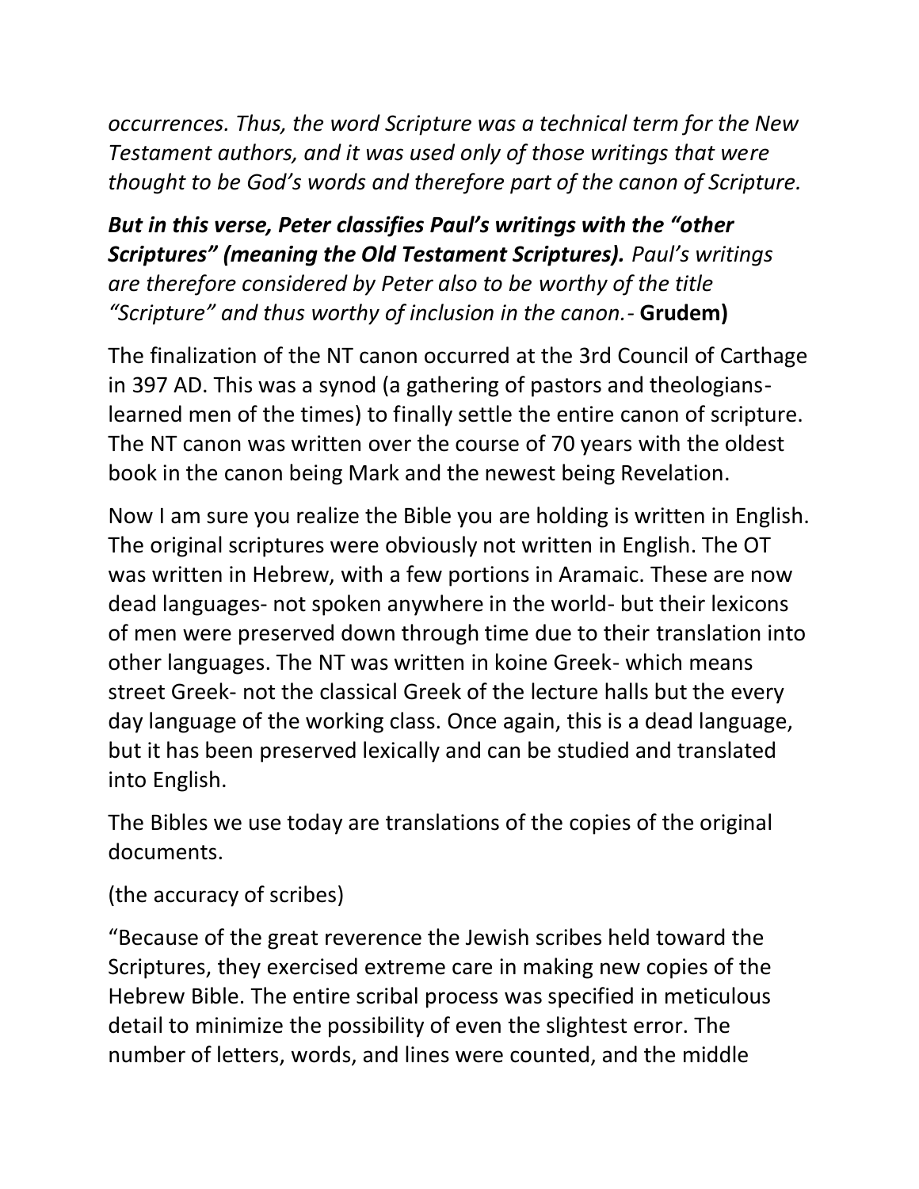*occurrences. Thus, the word Scripture was a technical term for the New Testament authors, and it was used only of those writings that were thought to be God's words and therefore part of the canon of Scripture.*

***But in this verse, Peter classifies Paul's writings with the "other Scriptures" (meaning the Old Testament Scriptures).*** *Paul's writings are therefore considered by Peter also to be worthy of the title "Scripture" and thus worthy of inclusion in the canon.*- **Grudem)**

The finalization of the NT canon occurred at the 3rd Council of Carthage in 397 AD. This was a synod (a gathering of pastors and theologians- learned men of the times) to finally settle the entire canon of scripture. The NT canon was written over the course of 70 years with the oldest book in the canon being Mark and the newest being Revelation.

Now I am sure you realize the Bible you are holding is written in English. The original scriptures were obviously not written in English. The OT was written in Hebrew, with a few portions in Aramaic. These are now dead languages- not spoken anywhere in the world- but their lexicons of men were preserved down through time due to their translation into other languages. The NT was written in koine Greek- which means street Greek- not the classical Greek of the lecture halls but the every day language of the working class. Once again, this is a dead language, but it has been preserved lexically and can be studied and translated into English.

The Bibles we use today are translations of the copies of the original documents.

(the accuracy of scribes)

"Because of the great reverence the Jewish scribes held toward the Scriptures, they exercised extreme care in making new copies of the Hebrew Bible. The entire scribal process was specified in meticulous detail to minimize the possibility of even the slightest error. The number of letters, words, and lines were counted, and the middle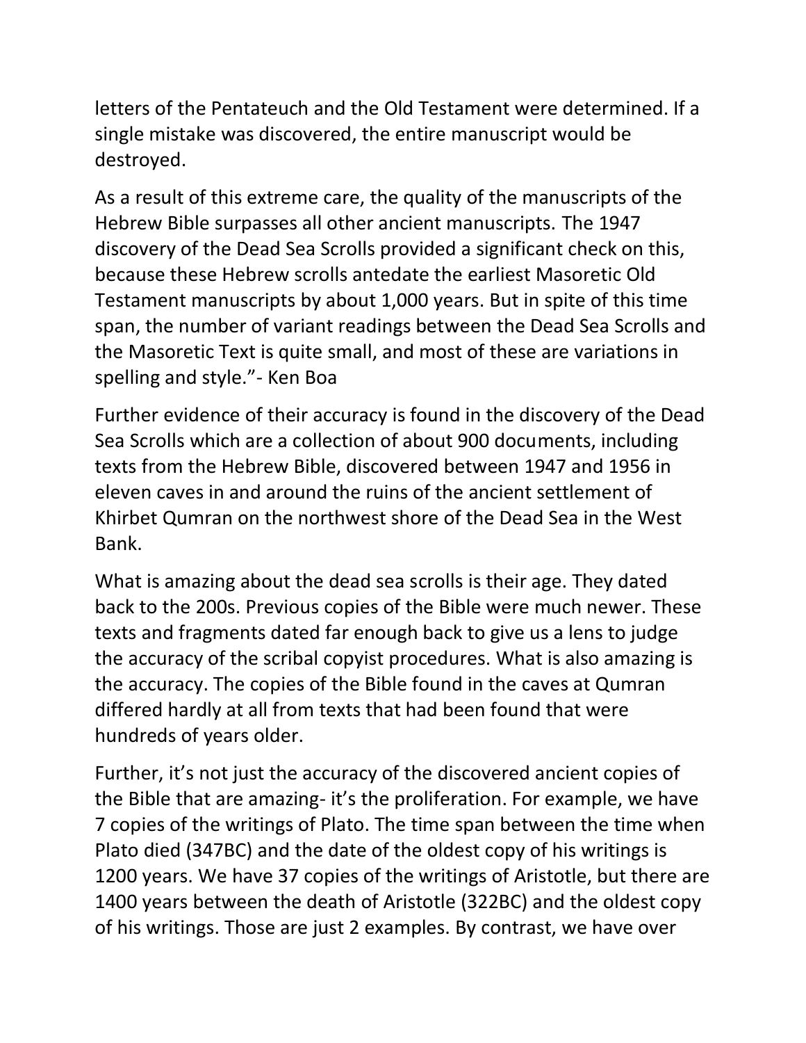letters of the Pentateuch and the Old Testament were determined. If a single mistake was discovered, the entire manuscript would be destroyed.

As a result of this extreme care, the quality of the manuscripts of the Hebrew Bible surpasses all other ancient manuscripts. The 1947 discovery of the Dead Sea Scrolls provided a significant check on this, because these Hebrew scrolls antedate the earliest Masoretic Old Testament manuscripts by about 1,000 years. But in spite of this time span, the number of variant readings between the Dead Sea Scrolls and the Masoretic Text is quite small, and most of these are variations in spelling and style."- Ken Boa

Further evidence of their accuracy is found in the discovery of the Dead Sea Scrolls which are a collection of about 900 documents, including texts from the Hebrew Bible, discovered between 1947 and 1956 in eleven caves in and around the ruins of the ancient settlement of Khirbet Qumran on the northwest shore of the Dead Sea in the West Bank.

What is amazing about the dead sea scrolls is their age. They dated back to the 200s. Previous copies of the Bible were much newer. These texts and fragments dated far enough back to give us a lens to judge the accuracy of the scribal copyist procedures. What is also amazing is the accuracy. The copies of the Bible found in the caves at Qumran differed hardly at all from texts that had been found that were hundreds of years older.

Further, it's not just the accuracy of the discovered ancient copies of the Bible that are amazing- it's the proliferation. For example, we have 7 copies of the writings of Plato. The time span between the time when Plato died (347BC) and the date of the oldest copy of his writings is 1200 years. We have 37 copies of the writings of Aristotle, but there are 1400 years between the death of Aristotle (322BC) and the oldest copy of his writings. Those are just 2 examples. By contrast, we have over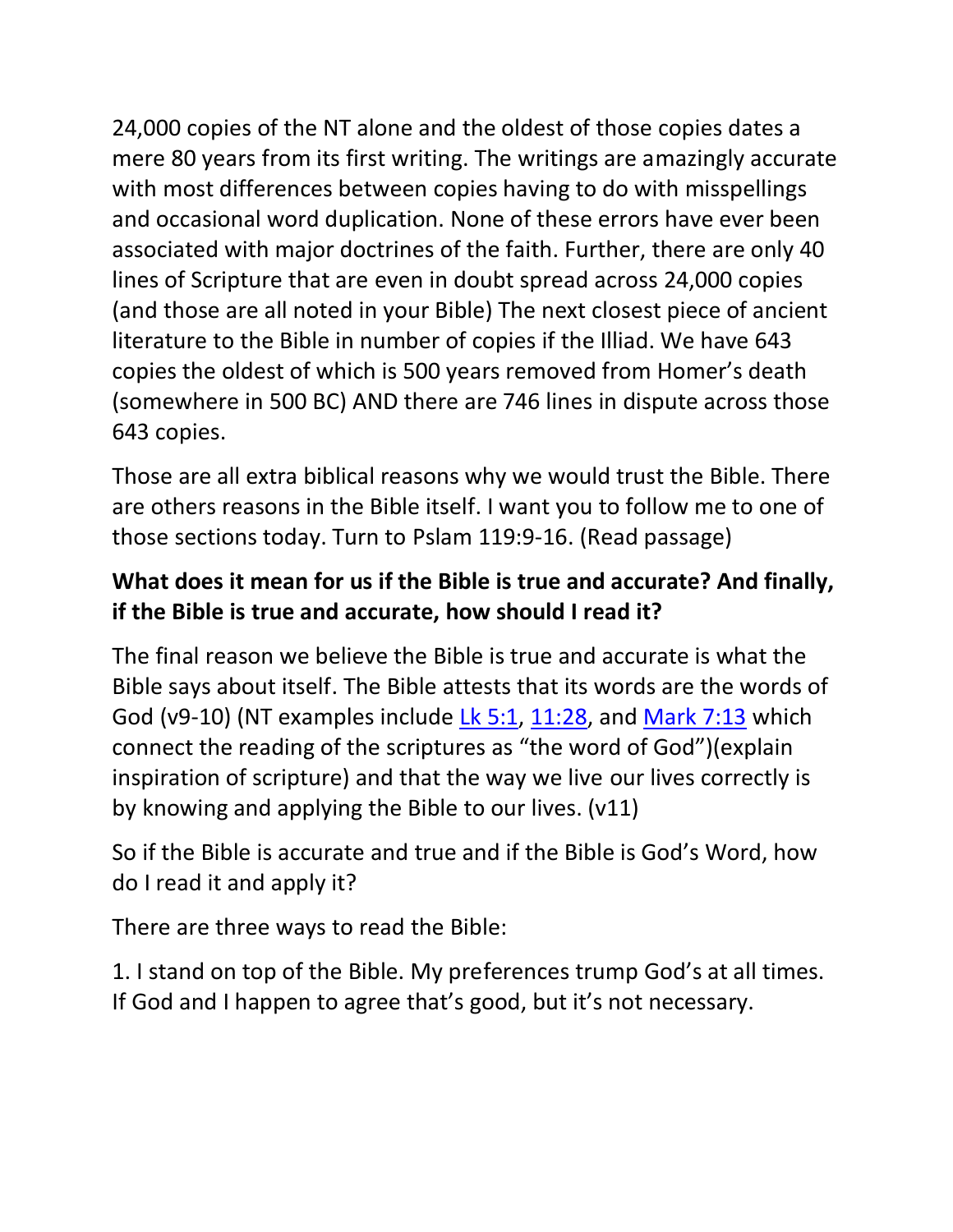24,000 copies of the NT alone and the oldest of those copies dates a mere 80 years from its first writing. The writings are amazingly accurate with most differences between copies having to do with misspellings and occasional word duplication. None of these errors have ever been associated with major doctrines of the faith. Further, there are only 40 lines of Scripture that are even in doubt spread across 24,000 copies (and those are all noted in your Bible) The next closest piece of ancient literature to the Bible in number of copies if the Illiad. We have 643 copies the oldest of which is 500 years removed from Homer's death (somewhere in 500 BC) AND there are 746 lines in dispute across those 643 copies.

Those are all extra biblical reasons why we would trust the Bible. There are others reasons in the Bible itself. I want you to follow me to one of those sections today. Turn to Pslam 119:9-16. (Read passage)

**What does it mean for us if the Bible is true and accurate? And finally, if the Bible is true and accurate, how should I read it?**

The final reason we believe the Bible is true and accurate is what the Bible says about itself. The Bible attests that its words are the words of God (v9-10) (NT examples include Lk 5:1, 11:28, and Mark 7:13 which connect the reading of the scriptures as "the word of God")(explain inspiration of scripture) and that the way we live our lives correctly is by knowing and applying the Bible to our lives. (v11)

So if the Bible is accurate and true and if the Bible is God's Word, how do I read it and apply it?

There are three ways to read the Bible:

1. I stand on top of the Bible. My preferences trump God's at all times. If God and I happen to agree that's good, but it's not necessary.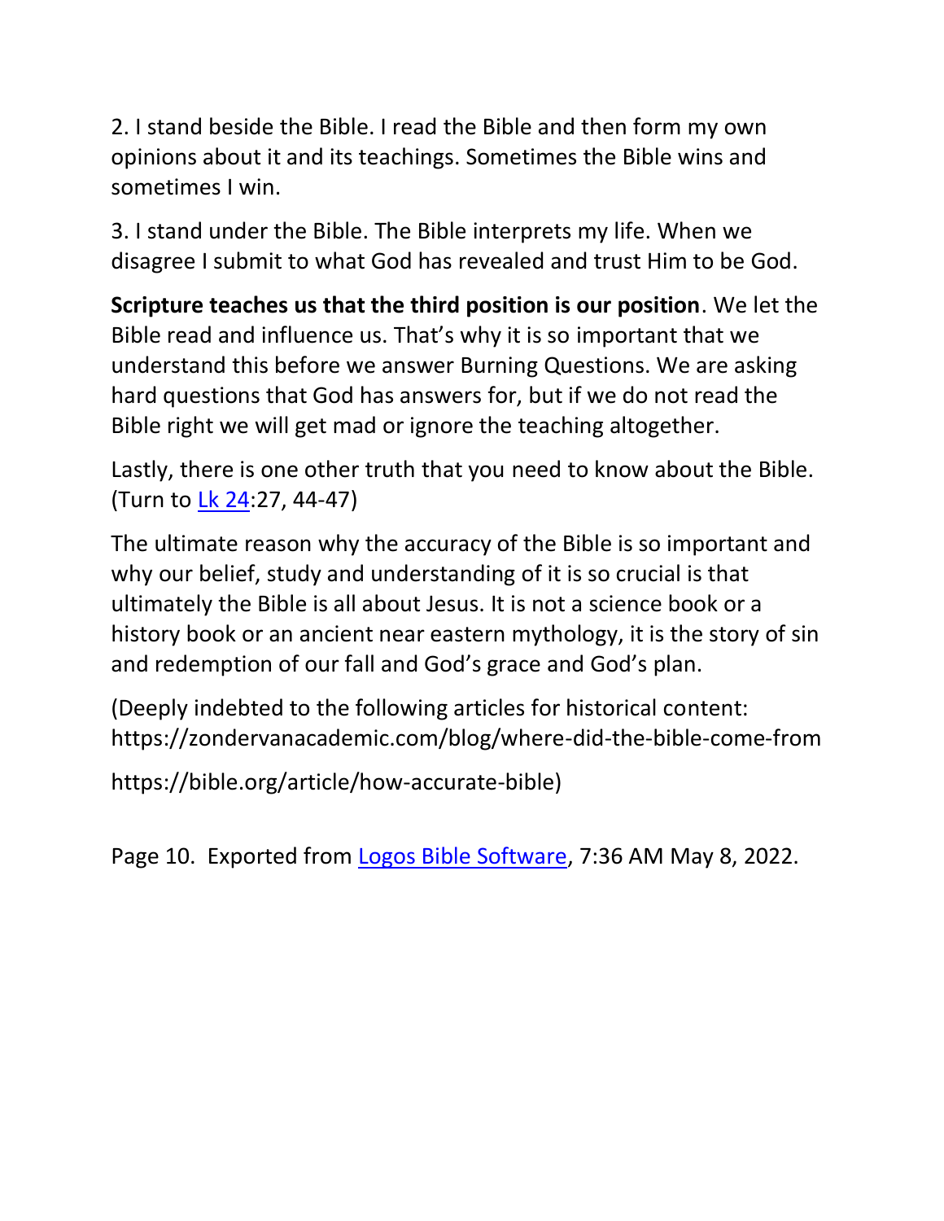2. I stand beside the Bible. I read the Bible and then form my own opinions about it and its teachings. Sometimes the Bible wins and sometimes I win.

3. I stand under the Bible. The Bible interprets my life. When we disagree I submit to what God has revealed and trust Him to be God.

**Scripture teaches us that the third position is our position**. We let the Bible read and influence us. That's why it is so important that we understand this before we answer Burning Questions. We are asking hard questions that God has answers for, but if we do not read the Bible right we will get mad or ignore the teaching altogether.

Lastly, there is one other truth that you need to know about the Bible. (Turn to Lk 24:27, 44-47)

The ultimate reason why the accuracy of the Bible is so important and why our belief, study and understanding of it is so crucial is that ultimately the Bible is all about Jesus. It is not a science book or a history book or an ancient near eastern mythology, it is the story of sin and redemption of our fall and God's grace and God's plan.

(Deeply indebted to the following articles for historical content: https://zondervanacademic.com/blog/where-did-the-bible-come-from

https://bible.org/article/how-accurate-bible)

Exported from Logos Bible Software, 7:36 AM May 8, 2022.